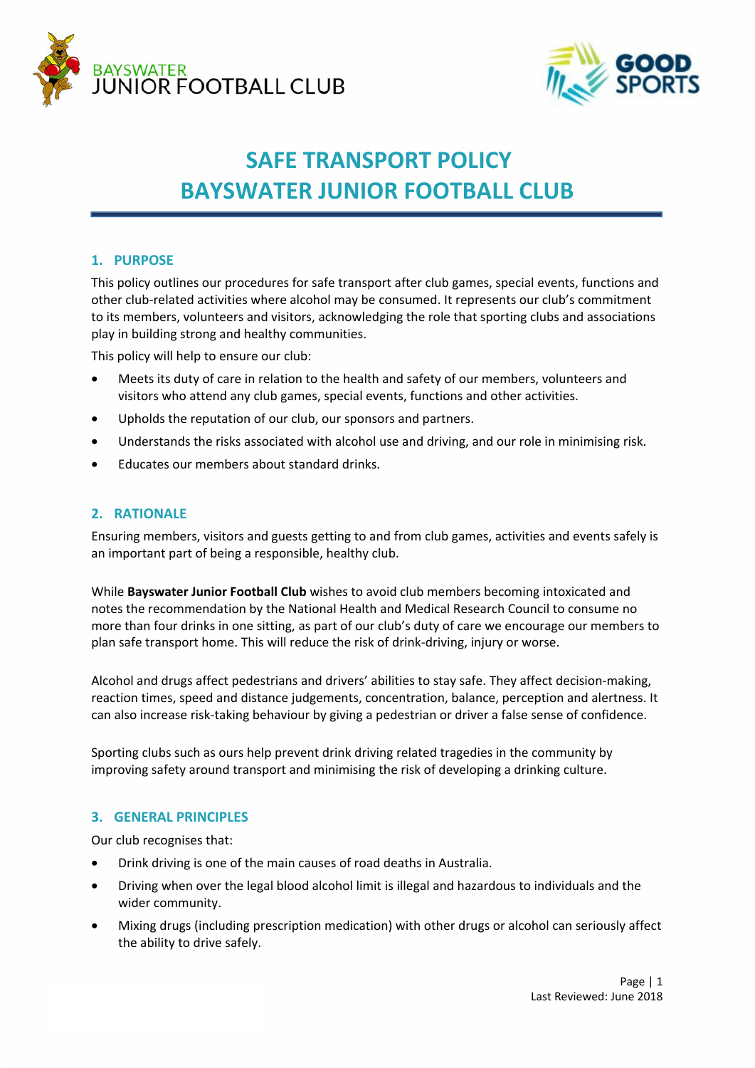BAYSWATER
JUNIOR FOOTBALL CLUB

GOOD SPORTS

# SAFE TRANSPORT POLICY
# BAYSWATER JUNIOR FOOTBALL CLUB

## 1. PURPOSE

This policy outlines our procedures for safe transport after club games, special events, functions and other club-related activities where alcohol may be consumed. It represents our club's commitment to its members, volunteers and visitors, acknowledging the role that sporting clubs and associations play in building strong and healthy communities.

This policy will help to ensure our club:

- Meets its duty of care in relation to the health and safety of our members, volunteers and visitors who attend any club games, special events, functions and other activities.
- Upholds the reputation of our club, our sponsors and partners.
- Understands the risks associated with alcohol use and driving, and our role in minimising risk.
- Educates our members about standard drinks.

## 2. RATIONALE

Ensuring members, visitors and guests getting to and from club games, activities and events safely is an important part of being a responsible, healthy club.

While **Bayswater Junior Football Club** wishes to avoid club members becoming intoxicated and notes the recommendation by the National Health and Medical Research Council to consume no more than four drinks in one sitting, as part of our club's duty of care we encourage our members to plan safe transport home. This will reduce the risk of drink-driving, injury or worse.

Alcohol and drugs affect pedestrians and drivers' abilities to stay safe. They affect decision-making, reaction times, speed and distance judgements, concentration, balance, perception and alertness. It can also increase risk-taking behaviour by giving a pedestrian or driver a false sense of confidence.

Sporting clubs such as ours help prevent drink driving related tragedies in the community by improving safety around transport and minimising the risk of developing a drinking culture.

## 3. GENERAL PRINCIPLES

Our club recognises that:

- Drink driving is one of the main causes of road deaths in Australia.
- Driving when over the legal blood alcohol limit is illegal and hazardous to individuals and the wider community.
- Mixing drugs (including prescription medication) with other drugs or alcohol can seriously affect the ability to drive safely.

Last Reviewed: June 2018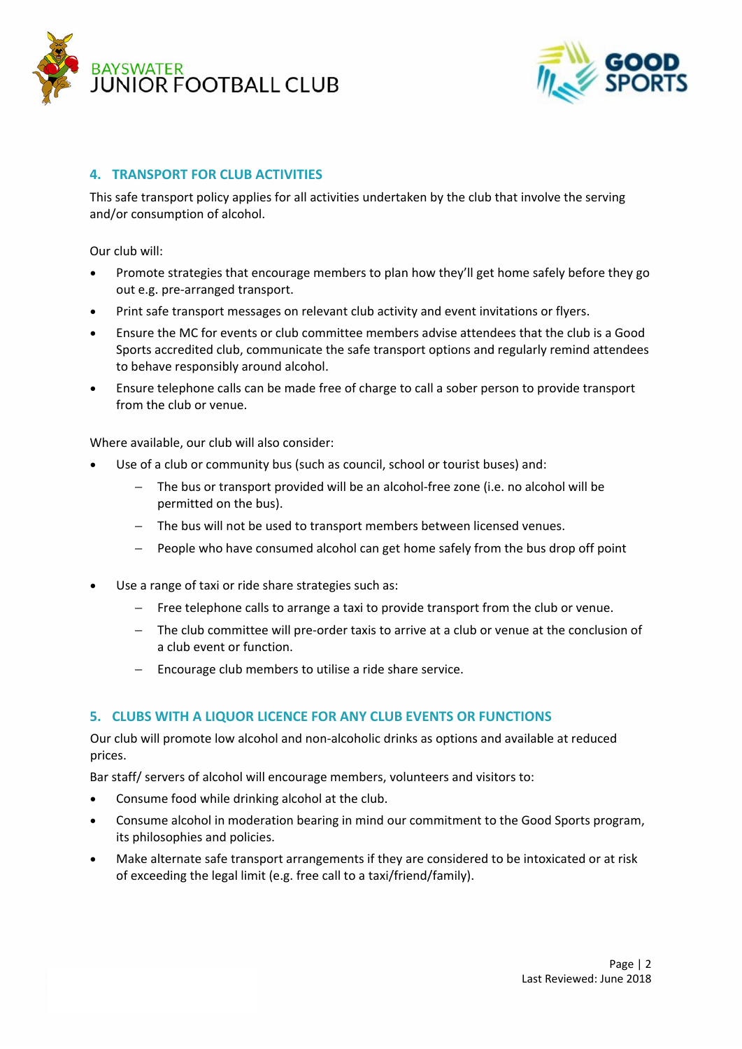## 4. TRANSPORT FOR CLUB ACTIVITIES

This safe transport policy applies for all activities undertaken by the club that involve the serving and/or consumption of alcohol.

Our club will:

- Promote strategies that encourage members to plan how they'll get home safely before they go out e.g. pre-arranged transport.
- Print safe transport messages on relevant club activity and event invitations or flyers.
- Ensure the MC for events or club committee members advise attendees that the club is a Good Sports accredited club, communicate the safe transport options and regularly remind attendees to behave responsibly around alcohol.
- Ensure telephone calls can be made free of charge to call a sober person to provide transport from the club or venue.

Where available, our club will also consider:

- Use of a club or community bus (such as council, school or tourist buses) and:
  - The bus or transport provided will be an alcohol-free zone (i.e. no alcohol will be permitted on the bus).
  - The bus will not be used to transport members between licensed venues.
  - People who have consumed alcohol can get home safely from the bus drop off point
- Use a range of taxi or ride share strategies such as:
  - Free telephone calls to arrange a taxi to provide transport from the club or venue.
  - The club committee will pre-order taxis to arrive at a club or venue at the conclusion of a club event or function.
  - Encourage club members to utilise a ride share service.

## 5. CLUBS WITH A LIQUOR LICENCE FOR ANY CLUB EVENTS OR FUNCTIONS

Our club will promote low alcohol and non-alcoholic drinks as options and available at reduced prices.

Bar staff/ servers of alcohol will encourage members, volunteers and visitors to:

- Consume food while drinking alcohol at the club.
- Consume alcohol in moderation bearing in mind our commitment to the Good Sports program, its philosophies and policies.
- Make alternate safe transport arrangements if they are considered to be intoxicated or at risk of exceeding the legal limit (e.g. free call to a taxi/friend/family).

Last Reviewed: June 2018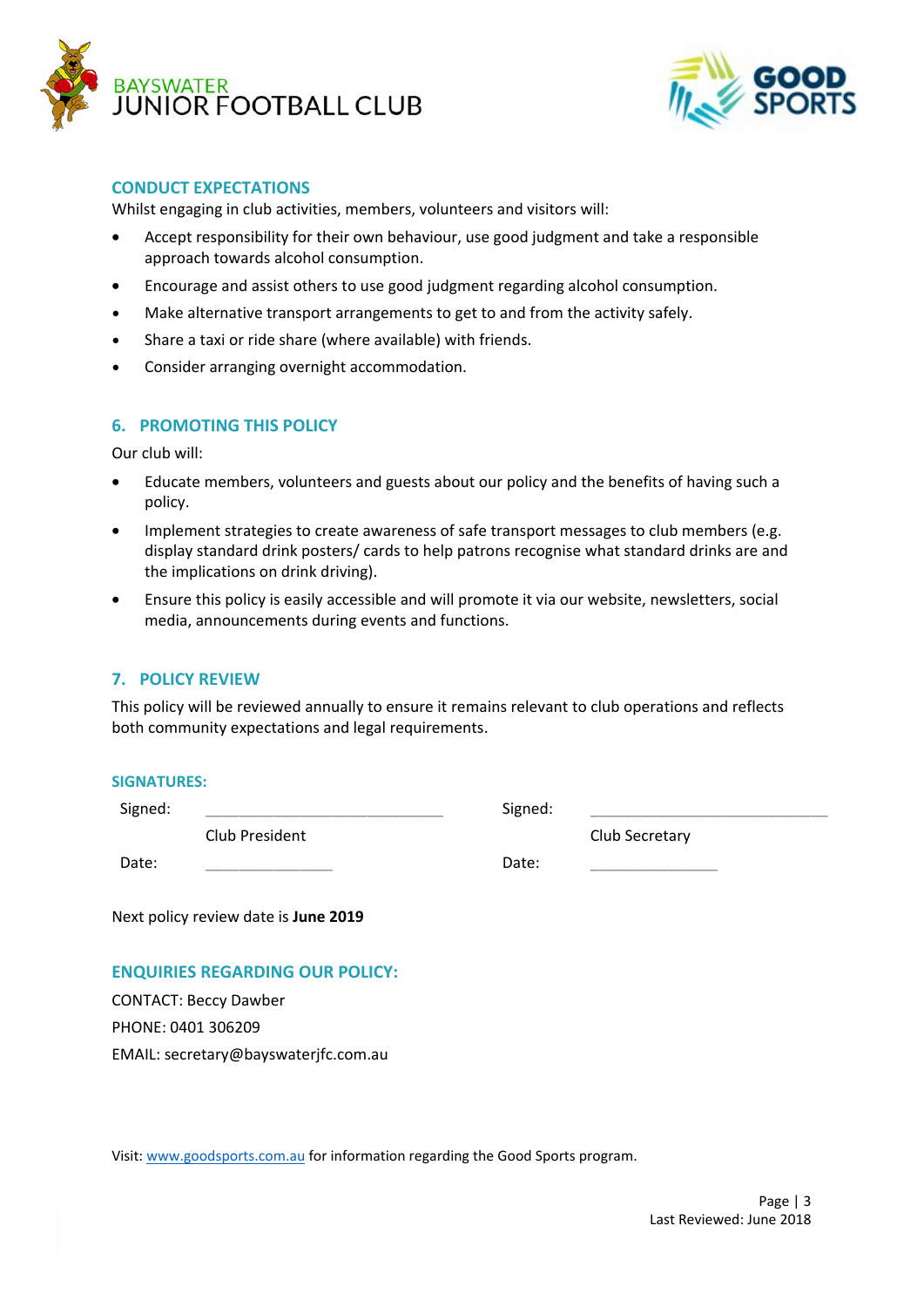## CONDUCT EXPECTATIONS

Whilst engaging in club activities, members, volunteers and visitors will:

- Accept responsibility for their own behaviour, use good judgment and take a responsible approach towards alcohol consumption.
- Encourage and assist others to use good judgment regarding alcohol consumption.
- Make alternative transport arrangements to get to and from the activity safely.
- Share a taxi or ride share (where available) with friends.
- Consider arranging overnight accommodation.

## 6. PROMOTING THIS POLICY

Our club will:

- Educate members, volunteers and guests about our policy and the benefits of having such a policy.
- Implement strategies to create awareness of safe transport messages to club members (e.g. display standard drink posters/ cards to help patrons recognise what standard drinks are and the implications on drink driving).
- Ensure this policy is easily accessible and will promote it via our website, newsletters, social media, announcements during events and functions.

## 7. POLICY REVIEW

This policy will be reviewed annually to ensure it remains relevant to club operations and reflects both community expectations and legal requirements.

### SIGNATURES:

| | | | |
|---|---|---|---|
| Signed: | ______________________ | Signed: | ______________________ |
| | Club President | | Club Secretary |
| Date: | ____________ | Date: | ____________ |

Next policy review date is **June 2019**

### ENQUIRIES REGARDING OUR POLICY:

CONTACT: Beccy Dawber

PHONE: 0401 306209

EMAIL: secretary@bayswaterjfc.com.au

Visit: www.goodsports.com.au for information regarding the Good Sports program.

Last Reviewed: June 2018